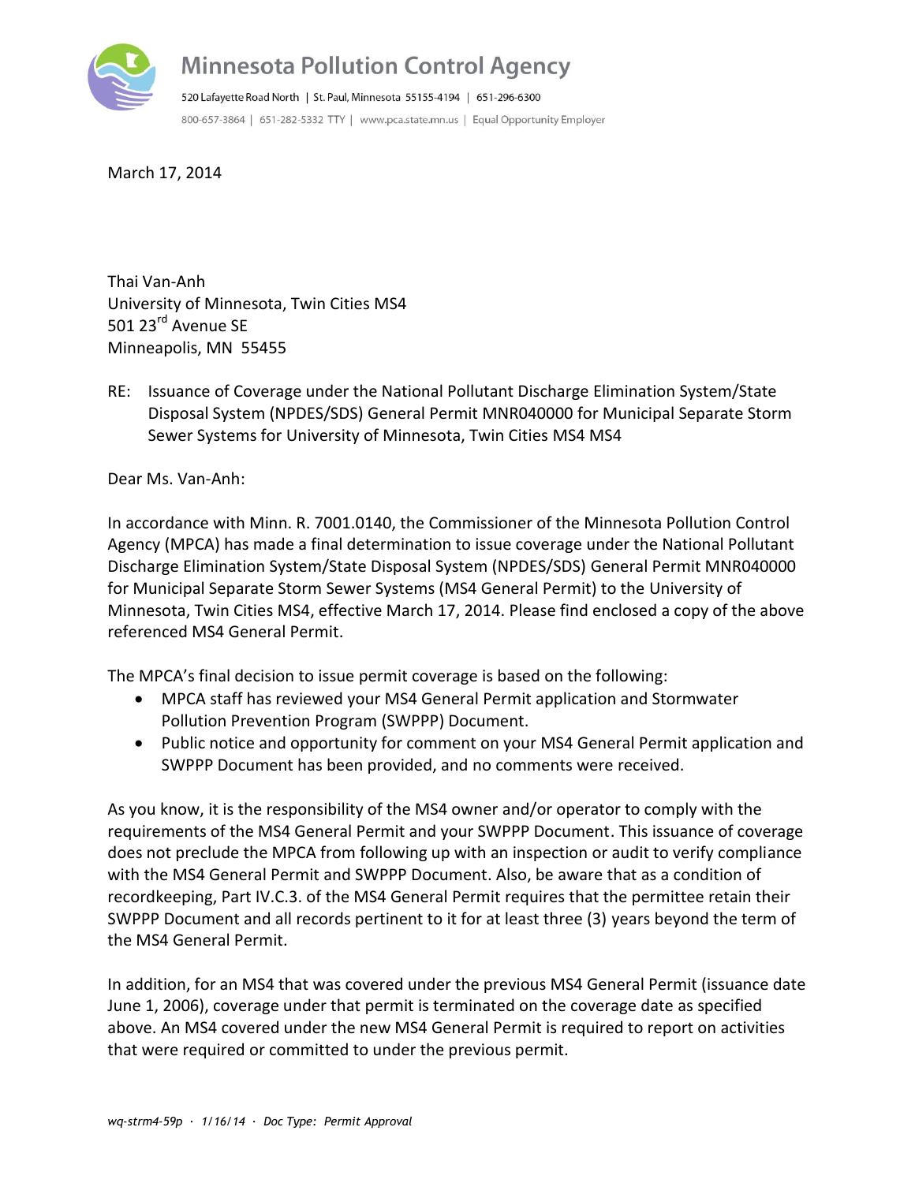Minnesota Pollution Control Agency

520 Lafayette Road North | St. Paul, Minnesota 55155-4194 | 651-296-6300

800-657-3864 | 651-282-5332 TTY | www.pca.state.mn.us | Equal Opportunity Employer

March 17, 2014

Thai Van-Anh
University of Minnesota, Twin Cities MS4
501 23rd Avenue SE
Minneapolis, MN 55455

RE: Issuance of Coverage under the National Pollutant Discharge Elimination System/State Disposal System (NPDES/SDS) General Permit MNR040000 for Municipal Separate Storm Sewer Systems for University of Minnesota, Twin Cities MS4 MS4

Dear Ms. Van-Anh:

In accordance with Minn. R. 7001.0140, the Commissioner of the Minnesota Pollution Control Agency (MPCA) has made a final determination to issue coverage under the National Pollutant Discharge Elimination System/State Disposal System (NPDES/SDS) General Permit MNR040000 for Municipal Separate Storm Sewer Systems (MS4 General Permit) to the University of Minnesota, Twin Cities MS4, effective March 17, 2014. Please find enclosed a copy of the above referenced MS4 General Permit.

The MPCA's final decision to issue permit coverage is based on the following:

- MPCA staff has reviewed your MS4 General Permit application and Stormwater Pollution Prevention Program (SWPPP) Document.
- Public notice and opportunity for comment on your MS4 General Permit application and SWPPP Document has been provided, and no comments were received.

As you know, it is the responsibility of the MS4 owner and/or operator to comply with the requirements of the MS4 General Permit and your SWPPP Document. This issuance of coverage does not preclude the MPCA from following up with an inspection or audit to verify compliance with the MS4 General Permit and SWPPP Document. Also, be aware that as a condition of recordkeeping, Part IV.C.3. of the MS4 General Permit requires that the permittee retain their SWPPP Document and all records pertinent to it for at least three (3) years beyond the term of the MS4 General Permit.

In addition, for an MS4 that was covered under the previous MS4 General Permit (issuance date June 1, 2006), coverage under that permit is terminated on the coverage date as specified above. An MS4 covered under the new MS4 General Permit is required to report on activities that were required or committed to under the previous permit.

*wq-strm4-59p · 1/16/14 · Doc Type: Permit Approval*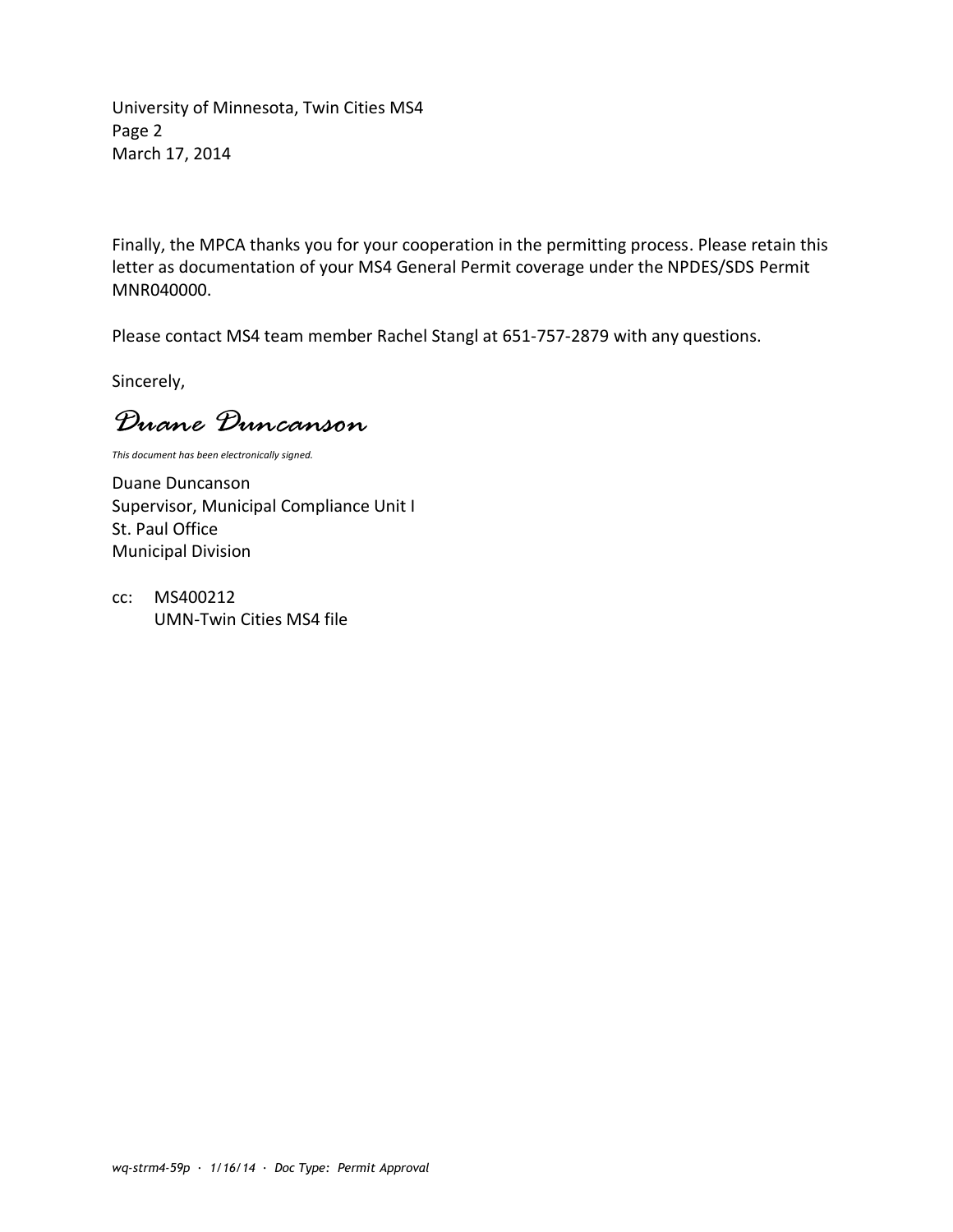Finally, the MPCA thanks you for your cooperation in the permitting process. Please retain this letter as documentation of your MS4 General Permit coverage under the NPDES/SDS Permit MNR040000.

Please contact MS4 team member Rachel Stangl at 651-757-2879 with any questions.

Sincerely,

*Duane Duncanson*

*This document has been electronically signed.*

Duane Duncanson
Supervisor, Municipal Compliance Unit I
St. Paul Office
Municipal Division

cc: MS400212
UMN-Twin Cities MS4 file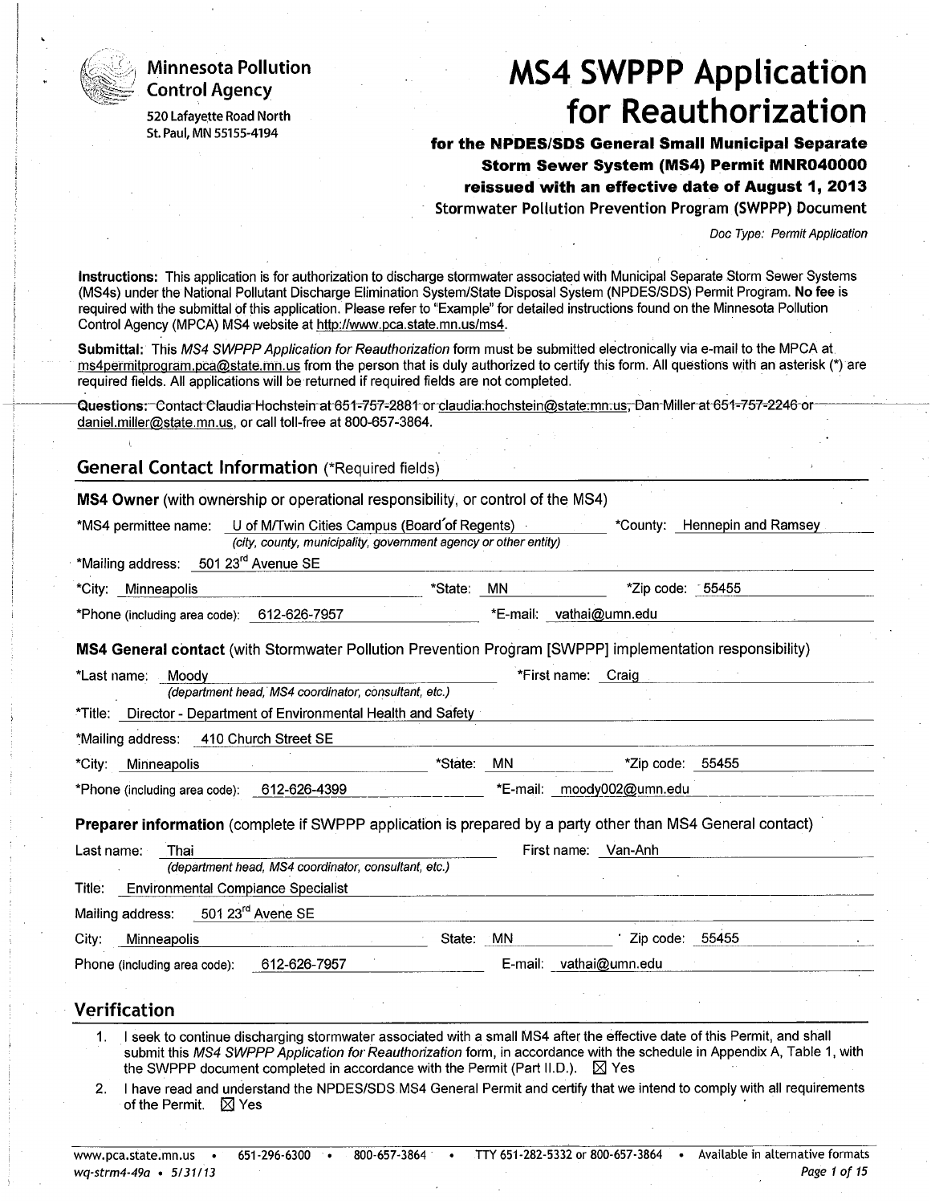**Minnesota Pollution Control Agency**
520 Lafayette Road North
St. Paul, MN 55155-4194

# MS4 SWPPP Application for Reauthorization

**for the NPDES/SDS General Small Municipal Separate Storm Sewer System (MS4) Permit MNR040000 reissued with an effective date of August 1, 2013**

Stormwater Pollution Prevention Program (SWPPP) Document

*Doc Type: Permit Application*

**Instructions:** This application is for authorization to discharge stormwater associated with Municipal Separate Storm Sewer Systems (MS4s) under the National Pollutant Discharge Elimination System/State Disposal System (NPDES/SDS) Permit Program. **No fee** is required with the submittal of this application. Please refer to "Example" for detailed instructions found on the Minnesota Pollution Control Agency (MPCA) MS4 website at http://www.pca.state.mn.us/ms4.

**Submittal:** This *MS4 SWPPP Application for Reauthorization* form must be submitted electronically via e-mail to the MPCA at ms4permitprogram.pca@state.mn.us from the person that is duly authorized to certify this form. All questions with an asterisk (*) are required fields. All applications will be returned if required fields are not completed.

**Questions:** Contact Claudia Hochstein at 651-757-2881 or claudia.hochstein@state.mn.us, Dan Miller at 651-757-2246 or daniel.miller@state.mn.us, or call toll-free at 800-657-3864.

## General Contact Information (*Required fields)

**MS4 Owner** (with ownership or operational responsibility, or control of the MS4)

*MS4 permittee name: U of M/Twin Cities Campus (Board of Regents) *County: Hennepin and Ramsey
*(city, county, municipality, government agency or other entity)*

*Mailing address: 501 23rd Avenue SE

*City: Minneapolis *State: MN *Zip code: 55455

*Phone (including area code): 612-626-7957 *E-mail: vathai@umn.edu

**MS4 General contact** (with Stormwater Pollution Prevention Program [SWPPP] implementation responsibility)

*Last name: Moody *First name: Craig
*(department head, MS4 coordinator, consultant, etc.)*

*Title: Director - Department of Environmental Health and Safety

*Mailing address: 410 Church Street SE

*City: Minneapolis *State: MN *Zip code: 55455

*Phone (including area code): 612-626-4399 *E-mail: moody002@umn.edu

**Preparer information** (complete if SWPPP application is prepared by a party other than MS4 General contact)

Last name: Thai First name: Van-Anh
*(department head, MS4 coordinator, consultant, etc.)*

Title: Environmental Compiance Specialist

Mailing address: 501 23rd Avene SE

City: Minneapolis State: MN Zip code: 55455

Phone (including area code): 612-626-7957 E-mail: vathai@umn.edu

## Verification

1. I seek to continue discharging stormwater associated with a small MS4 after the effective date of this Permit, and shall submit this *MS4 SWPPP Application for Reauthorization* form, in accordance with the schedule in Appendix A, Table 1, with the SWPPP document completed in accordance with the Permit (Part II.D.). ☒ Yes
2. I have read and understand the NPDES/SDS MS4 General Permit and certify that we intend to comply with all requirements of the Permit. ☒ Yes

www.pca.state.mn.us • 651-296-6300 • 800-657-3864 • TTY 651-282-5332 or 800-657-3864 • Available in alternative formats
wq-strm4-49a • 5/31/13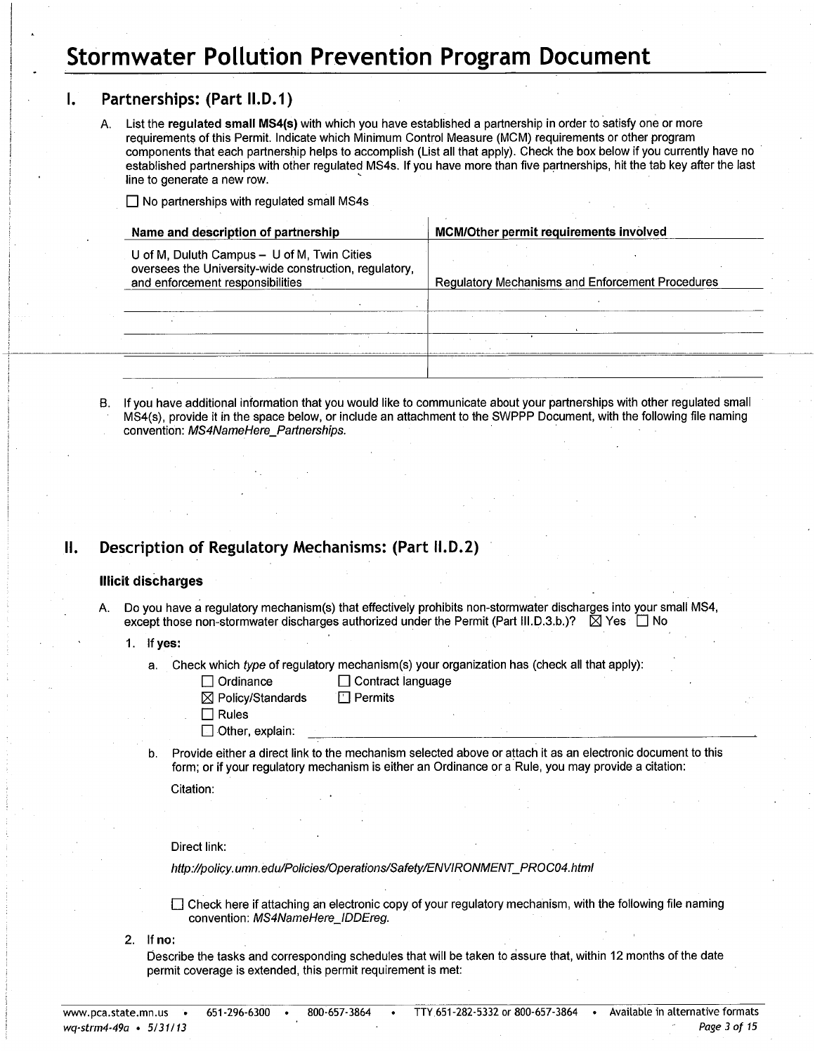# Stormwater Pollution Prevention Program Document

## I. Partnerships: (Part II.D.1)

A. List the **regulated small MS4(s)** with which you have established a partnership in order to satisfy one or more requirements of this Permit. Indicate which Minimum Control Measure (MCM) requirements or other program components that each partnership helps to accomplish (List all that apply). Check the box below if you currently have no established partnerships with other regulated MS4s. If you have more than five partnerships, hit the tab key after the last line to generate a new row.

☐ No partnerships with regulated small MS4s

| Name and description of partnership | MCM/Other permit requirements involved |
|---|---|
| U of M, Duluth Campus – U of M, Twin Cities oversees the University-wide construction, regulatory, and enforcement responsibilities | Regulatory Mechanisms and Enforcement Procedures |
| | |
| | |
| | |

B. If you have additional information that you would like to communicate about your partnerships with other regulated small MS4(s), provide it in the space below, or include an attachment to the SWPPP Document, with the following file naming convention: *MS4NameHere_Partnerships.*

## II. Description of Regulatory Mechanisms: (Part II.D.2)

### Illicit discharges

A. Do you have a regulatory mechanism(s) that effectively prohibits non-stormwater discharges into your small MS4, except those non-stormwater discharges authorized under the Permit (Part III.D.3.b.)? ☒ Yes ☐ No

1. If **yes:**

   a. Check which *type* of regulatory mechanism(s) your organization has (check all that apply):

   - ☐ Ordinance
   - ☐ Contract language
   - ☒ Policy/Standards
   - ☐ Permits
   - ☐ Rules
   - ☐ Other, explain:

   b. Provide either a direct link to the mechanism selected above or attach it as an electronic document to this form; or if your regulatory mechanism is either an Ordinance or a Rule, you may provide a citation:

   Citation:

   Direct link:

   *http://policy.umn.edu/Policies/Operations/Safety/ENVIRONMENT_PROC04.html*

   ☐ Check here if attaching an electronic copy of your regulatory mechanism, with the following file naming convention: *MS4NameHere_IDDEreg.*

2. If **no:**

   Describe the tasks and corresponding schedules that will be taken to assure that, within 12 months of the date permit coverage is extended, this permit requirement is met: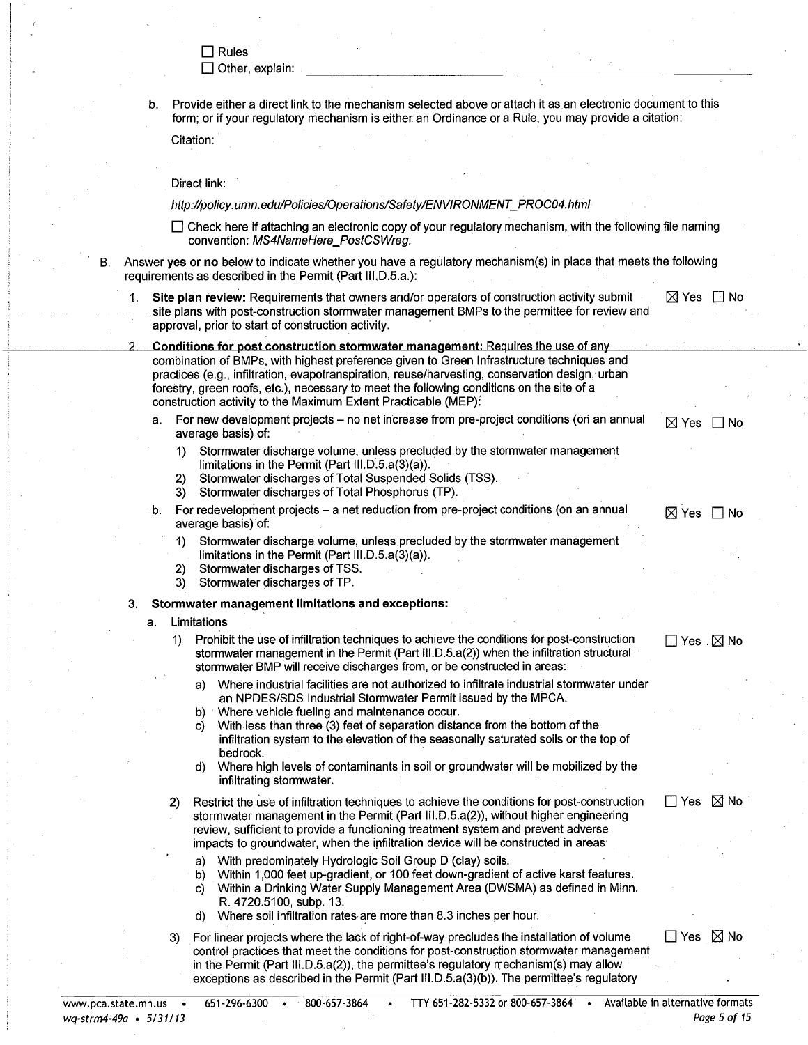☐ Rules
☐ Other, explain: ______________________

b. Provide either a direct link to the mechanism selected above or attach it as an electronic document to this form; or if your regulatory mechanism is either an Ordinance or a Rule, you may provide a citation:

Citation:

Direct link:

*http://policy.umn.edu/Policies/Operations/Safety/ENVIRONMENT_PROC04.html*

☐ Check here if attaching an electronic copy of your regulatory mechanism, with the following file naming convention: *MS4NameHere_PostCSWreg.*

B. Answer **yes** or **no** below to indicate whether you have a regulatory mechanism(s) in place that meets the following requirements as described in the Permit (Part III.D.5.a.):

1. **Site plan review:** Requirements that owners and/or operators of construction activity submit site plans with post-construction stormwater management BMPs to the permittee for review and approval, prior to start of construction activity. ☒ Yes ☐ No

2. **Conditions for post construction stormwater management:** Requires the use of any combination of BMPs, with highest preference given to Green Infrastructure techniques and practices (e.g., infiltration, evapotranspiration, reuse/harvesting, conservation design, urban forestry, green roofs, etc.), necessary to meet the following conditions on the site of a construction activity to the Maximum Extent Practicable (MEP):

   a. For new development projects – no net increase from pre-project conditions (on an annual average basis) of: ☒ Yes ☐ No
      1) Stormwater discharge volume, unless precluded by the stormwater management limitations in the Permit (Part III.D.5.a(3)(a)).
      2) Stormwater discharges of Total Suspended Solids (TSS).
      3) Stormwater discharges of Total Phosphorus (TP).

   b. For redevelopment projects – a net reduction from pre-project conditions (on an annual average basis) of: ☒ Yes ☐ No
      1) Stormwater discharge volume, unless precluded by the stormwater management limitations in the Permit (Part III.D.5.a(3)(a)).
      2) Stormwater discharges of TSS.
      3) Stormwater discharges of TP.

3. **Stormwater management limitations and exceptions:**

   a. Limitations

      1) Prohibit the use of infiltration techniques to achieve the conditions for post-construction stormwater management in the Permit (Part III.D.5.a(2)) when the infiltration structural stormwater BMP will receive discharges from, or be constructed in areas: ☐ Yes ☒ No
         a) Where industrial facilities are not authorized to infiltrate industrial stormwater under an NPDES/SDS Industrial Stormwater Permit issued by the MPCA.
         b) Where vehicle fueling and maintenance occur.
         c) With less than three (3) feet of separation distance from the bottom of the infiltration system to the elevation of the seasonally saturated soils or the top of bedrock.
         d) Where high levels of contaminants in soil or groundwater will be mobilized by the infiltrating stormwater.

      2) Restrict the use of infiltration techniques to achieve the conditions for post-construction stormwater management in the Permit (Part III.D.5.a(2)), without higher engineering review, sufficient to provide a functioning treatment system and prevent adverse impacts to groundwater, when the infiltration device will be constructed in areas: ☐ Yes ☒ No
         a) With predominately Hydrologic Soil Group D (clay) soils.
         b) Within 1,000 feet up-gradient, or 100 feet down-gradient of active karst features.
         c) Within a Drinking Water Supply Management Area (DWSMA) as defined in Minn. R. 4720.5100, subp. 13.
         d) Where soil infiltration rates are more than 8.3 inches per hour.

      3) For linear projects where the lack of right-of-way precludes the installation of volume control practices that meet the conditions for post-construction stormwater management in the Permit (Part III.D.5.a(2)), the permittee's regulatory mechanism(s) may allow exceptions as described in the Permit (Part III.D.5.a(3)(b)). The permittee's regulatory ☐ Yes ☒ No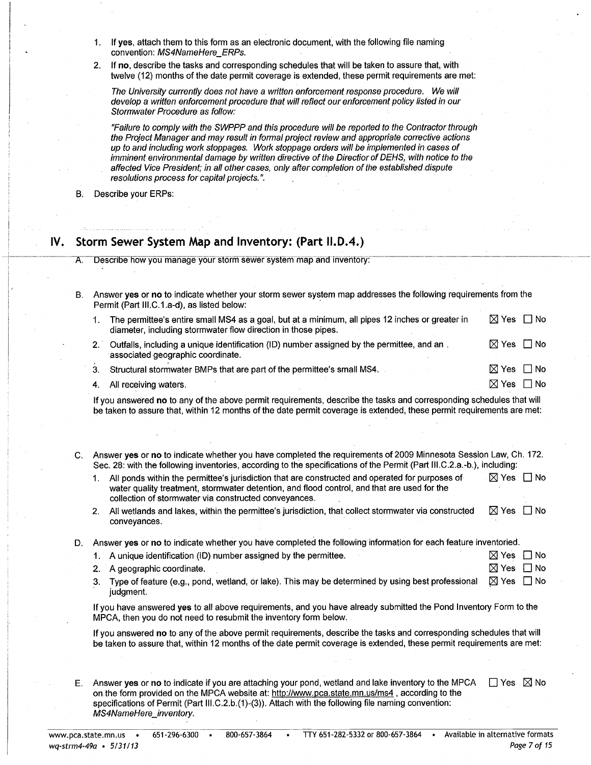1. If **yes**, attach them to this form as an electronic document, with the following file naming convention: *MS4NameHere_ERPs.*
2. If **no**, describe the tasks and corresponding schedules that will be taken to assure that, with twelve (12) months of the date permit coverage is extended, these permit requirements are met:

   *The University currently does not have a written enforcement response procedure. We will develop a written enforcement procedure that will reflect our enforcement policy listed in our Stormwater Procedure as follow:*

   *"Failure to comply with the SWPPP and this procedure will be reported to the Contractor through the Project Manager and may result in formal project review and appropriate corrective actions up to and including work stoppages. Work stoppage orders will be implemented in cases of imminent environmental damage by written directive of the Director of DEHS, with notice to the affected Vice President; in all other cases, only after completion of the established dispute resolutions process for capital projects.".*

B. Describe your ERPs:

## IV. Storm Sewer System Map and Inventory: (Part II.D.4.)

A. Describe how you manage your storm sewer system map and inventory:

B. Answer **yes** or **no** to indicate whether your storm sewer system map addresses the following requirements from the Permit (Part III.C.1.a-d), as listed below:

1. The permittee's entire small MS4 as a goal, but at a minimum, all pipes 12 inches or greater in diameter, including stormwater flow direction in those pipes. ☒ Yes ☐ No
2. Outfalls, including a unique identification (ID) number assigned by the permittee, and an associated geographic coordinate. ☒ Yes ☐ No
3. Structural stormwater BMPs that are part of the permittee's small MS4. ☒ Yes ☐ No
4. All receiving waters. ☒ Yes ☐ No

If you answered **no** to any of the above permit requirements, describe the tasks and corresponding schedules that will be taken to assure that, within 12 months of the date permit coverage is extended, these permit requirements are met:

C. Answer **yes** or **no** to indicate whether you have completed the requirements of 2009 Minnesota Session Law, Ch. 172. Sec. 28: with the following inventories, according to the specifications of the Permit (Part III.C.2.a.-b.), including:

1. All ponds within the permittee's jurisdiction that are constructed and operated for purposes of water quality treatment, stormwater detention, and flood control, and that are used for the collection of stormwater via constructed conveyances. ☒ Yes ☐ No
2. All wetlands and lakes, within the permittee's jurisdiction, that collect stormwater via constructed conveyances. ☒ Yes ☐ No

D. Answer **yes** or **no** to indicate whether you have completed the following information for each feature inventoried.

1. A unique identification (ID) number assigned by the permittee. ☒ Yes ☐ No
2. A geographic coordinate. ☒ Yes ☐ No
3. Type of feature (e.g., pond, wetland, or lake). This may be determined by using best professional judgment. ☒ Yes ☐ No

If you have answered **yes** to all above requirements, and you have already submitted the Pond Inventory Form to the MPCA, then you do not need to resubmit the inventory form below.

If you answered **no** to any of the above permit requirements, describe the tasks and corresponding schedules that will be taken to assure that, within 12 months of the date permit coverage is extended, these permit requirements are met:

E. Answer **yes** or **no** to indicate if you are attaching your pond, wetland and lake inventory to the MPCA on the form provided on the MPCA website at: http://www.pca.state.mn.us/ms4 , according to the specifications of Permit (Part III.C.2.b.(1)-(3)). Attach with the following file naming convention: *MS4NameHere_inventory.* ☐ Yes ☒ No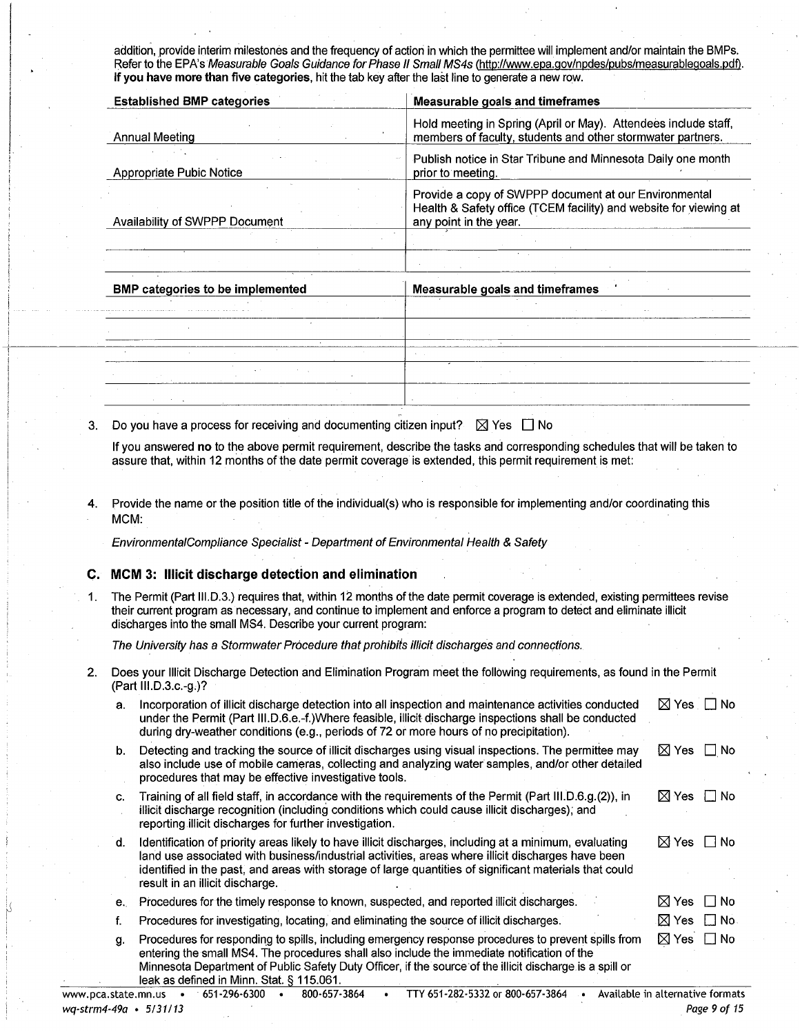addition, provide interim milestones and the frequency of action in which the permittee will implement and/or maintain the BMPs. Refer to the EPA's *Measurable Goals Guidance for Phase II Small MS4s* (http://www.epa.gov/npdes/pubs/measurablegoals.pdf). **If you have more than five categories,** hit the tab key after the last line to generate a new row.

| Established BMP categories | Measurable goals and timeframes |
|---|---|
| Annual Meeting | Hold meeting in Spring (April or May). Attendees include staff, members of faculty, students and other stormwater partners. |
| Appropriate Pubic Notice | Publish notice in Star Tribune and Minnesota Daily one month prior to meeting. |
| Availability of SWPPP Document | Provide a copy of SWPPP document at our Environmental Health & Safety office (TCEM facility) and website for viewing at any point in the year. |
| | |
| | |

| BMP categories to be implemented | Measurable goals and timeframes |
|---|---|
| | |
| | |
| | |
| | |
| | |

3. Do you have a process for receiving and documenting citizen input? ☒ Yes ☐ No

   If you answered **no** to the above permit requirement, describe the tasks and corresponding schedules that will be taken to assure that, within 12 months of the date permit coverage is extended, this permit requirement is met:

4. Provide the name or the position title of the individual(s) who is responsible for implementing and/or coordinating this MCM:

   *EnvironmentalCompliance Specialist - Department of Environmental Health & Safety*

### C. MCM 3: Illicit discharge detection and elimination

1. The Permit (Part III.D.3.) requires that, within 12 months of the date permit coverage is extended, existing permittees revise their current program as necessary, and continue to implement and enforce a program to detect and eliminate illicit discharges into the small MS4. Describe your current program:

   *The University has a Stormwater Procedure that prohibits illicit discharges and connections.*

2. Does your Illicit Discharge Detection and Elimination Program meet the following requirements, as found in the Permit (Part III.D.3.c.-g.)?

   a. Incorporation of illicit discharge detection into all inspection and maintenance activities conducted under the Permit (Part III.D.6.e.-f.)Where feasible, illicit discharge inspections shall be conducted during dry-weather conditions (e.g., periods of 72 or more hours of no precipitation). ☒ Yes ☐ No

   b. Detecting and tracking the source of illicit discharges using visual inspections. The permittee may also include use of mobile cameras, collecting and analyzing water samples, and/or other detailed procedures that may be effective investigative tools. ☒ Yes ☐ No

   c. Training of all field staff, in accordance with the requirements of the Permit (Part III.D.6.g.(2)), in illicit discharge recognition (including conditions which could cause illicit discharges); and reporting illicit discharges for further investigation. ☒ Yes ☐ No

   d. Identification of priority areas likely to have illicit discharges, including at a minimum, evaluating land use associated with business/industrial activities, areas where illicit discharges have been identified in the past, and areas with storage of large quantities of significant materials that could result in an illicit discharge. ☒ Yes ☐ No

   e. Procedures for the timely response to known, suspected, and reported illicit discharges. ☒ Yes ☐ No

   f. Procedures for investigating, locating, and eliminating the source of illicit discharges. ☒ Yes ☐ No

   g. Procedures for responding to spills, including emergency response procedures to prevent spills from entering the small MS4. The procedures shall also include the immediate notification of the Minnesota Department of Public Safety Duty Officer, if the source of the illicit discharge is a spill or leak as defined in Minn. Stat. § 115.061. ☒ Yes ☐ No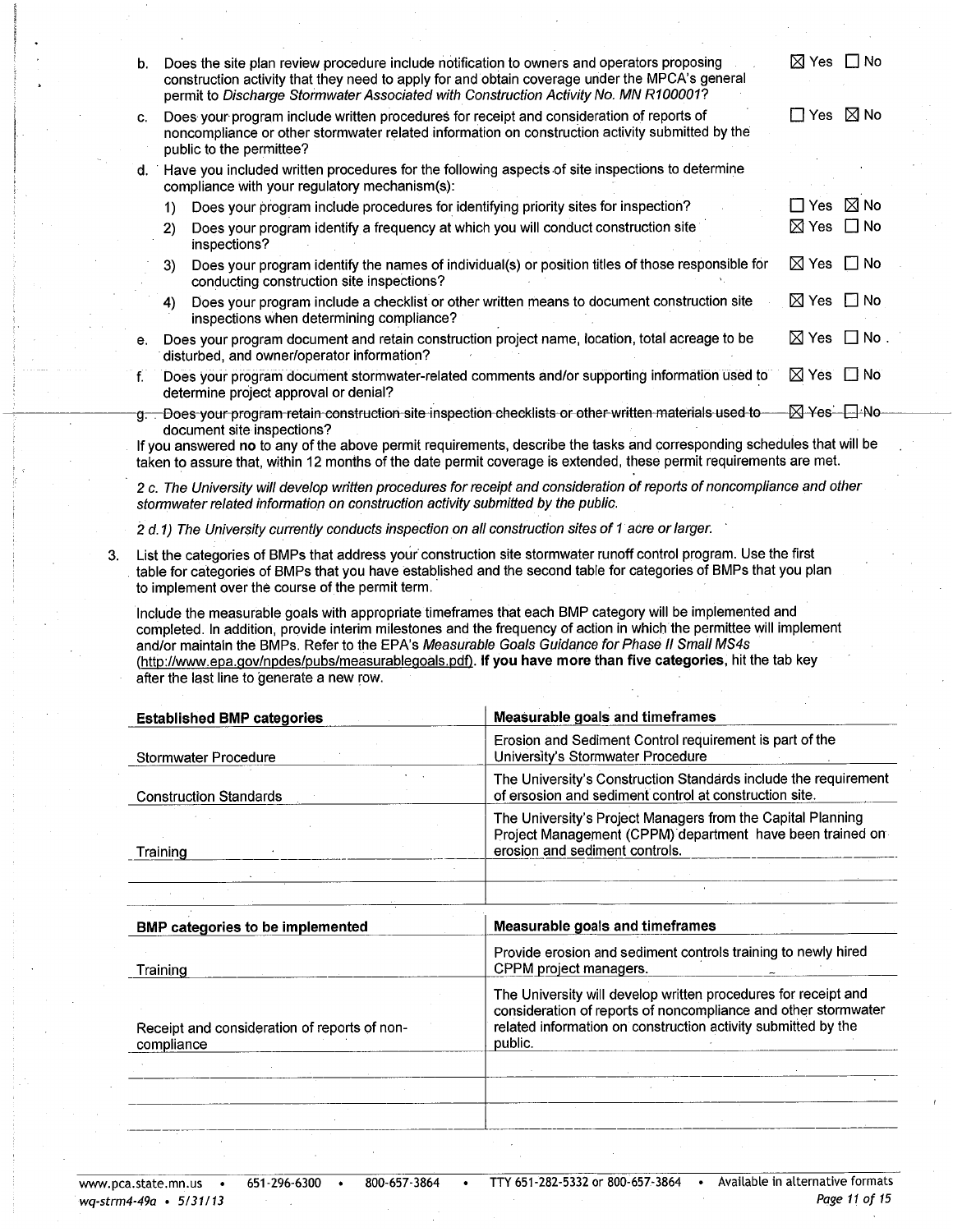b. Does the site plan review procedure include notification to owners and operators proposing construction activity that they need to apply for and obtain coverage under the MPCA's general permit to *Discharge Stormwater Associated with Construction Activity No. MN R100001*? ☒ Yes ☐ No

c. Does your program include written procedures for receipt and consideration of reports of noncompliance or other stormwater related information on construction activity submitted by the public to the permittee? ☐ Yes ☒ No

d. Have you included written procedures for the following aspects of site inspections to determine compliance with your regulatory mechanism(s):

1) Does your program include procedures for identifying priority sites for inspection? ☐ Yes ☒ No
2) Does your program identify a frequency at which you will conduct construction site inspections? ☒ Yes ☐ No
3) Does your program identify the names of individual(s) or position titles of those responsible for conducting construction site inspections? ☒ Yes ☐ No
4) Does your program include a checklist or other written means to document construction site inspections when determining compliance? ☒ Yes ☐ No

e. Does your program document and retain construction project name, location, total acreage to be disturbed, and owner/operator information? ☒ Yes ☐ No

f. Does your program document stormwater-related comments and/or supporting information used to determine project approval or denial? ☒ Yes ☐ No

g. Does your program retain construction site inspection checklists or other written materials used to document site inspections? ☒ Yes ☐ No

If you answered **no** to any of the above permit requirements, describe the tasks and corresponding schedules that will be taken to assure that, within 12 months of the date permit coverage is extended, these permit requirements are met.

*2 c. The University will develop written procedures for receipt and consideration of reports of noncompliance and other stormwater related information on construction activity submitted by the public.*

*2 d.1) The University currently conducts inspection on all construction sites of 1 acre or larger.*

3. List the categories of BMPs that address your construction site stormwater runoff control program. Use the first table for categories of BMPs that you have established and the second table for categories of BMPs that you plan to implement over the course of the permit term.

Include the measurable goals with appropriate timeframes that each BMP category will be implemented and completed. In addition, provide interim milestones and the frequency of action in which the permittee will implement and/or maintain the BMPs. Refer to the EPA's *Measurable Goals Guidance for Phase II Small MS4s* (http://www.epa.gov/npdes/pubs/measurablegoals.pdf). **If you have more than five categories,** hit the tab key after the last line to generate a new row.

| Established BMP categories | Measurable goals and timeframes |
|---|---|
| Stormwater Procedure | Erosion and Sediment Control requirement is part of the University's Stormwater Procedure |
| Construction Standards | The University's Construction Standards include the requirement of ersosion and sediment control at construction site. |
| Training | The University's Project Managers from the Capital Planning Project Management (CPPM) department have been trained on erosion and sediment controls. |
| | |
| | |

| BMP categories to be implemented | Measurable goals and timeframes |
|---|---|
| Training | Provide erosion and sediment controls training to newly hired CPPM project managers. |
| Receipt and consideration of reports of non-compliance | The University will develop written procedures for receipt and consideration of reports of noncompliance and other stormwater related information on construction activity submitted by the public. |
| | |
| | |
| | |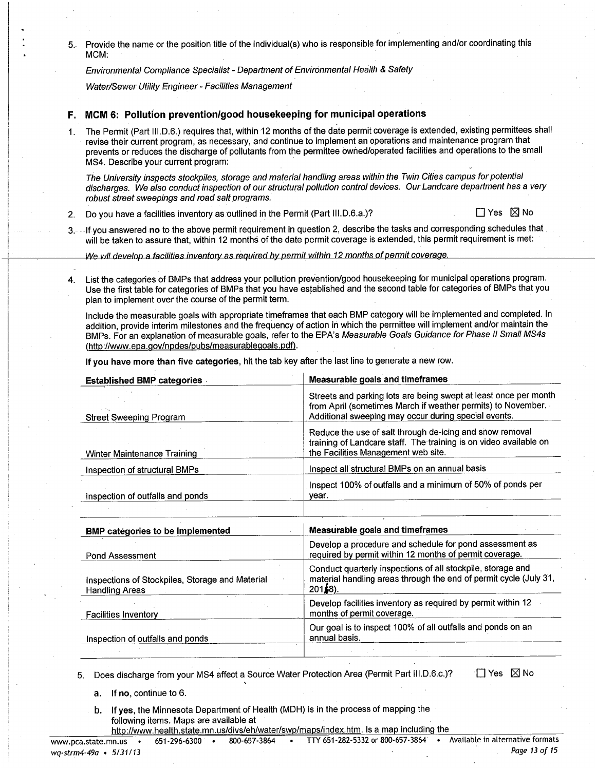5. Provide the name or the position title of the individual(s) who is responsible for implementing and/or coordinating this MCM:

   *Environmental Compliance Specialist - Department of Environmental Health & Safety*

   *Water/Sewer Utility Engineer - Facilities Management*

## F. MCM 6: Pollution prevention/good housekeeping for municipal operations

1. The Permit (Part III.D.6.) requires that, within 12 months of the date permit coverage is extended, existing permittees shall revise their current program, as necessary, and continue to implement an operations and maintenance program that prevents or reduces the discharge of pollutants from the permittee owned/operated facilities and operations to the small MS4. Describe your current program:

   *The University inspects stockpiles, storage and material handling areas within the Twin Cities campus for potential discharges. We also conduct inspection of our structural pollution control devices. Our Landcare department has a very robust street sweepings and road salt programs.*

2. Do you have a facilities inventory as outlined in the Permit (Part III.D.6.a.)? ☐ Yes ☒ No

3. If you answered **no** to the above permit requirement in question 2, describe the tasks and corresponding schedules that will be taken to assure that, within 12 months of the date permit coverage is extended, this permit requirement is met:

   *We wll develop a facilities inventory as required by permit within 12 months of permit coverage.*

4. List the categories of BMPs that address your pollution prevention/good housekeeping for municipal operations program. Use the first table for categories of BMPs that you have established and the second table for categories of BMPs that you plan to implement over the course of the permit term.

   Include the measurable goals with appropriate timeframes that each BMP category will be implemented and completed. In addition, provide interim milestones and the frequency of action in which the permittee will implement and/or maintain the BMPs. For an explanation of measurable goals, refer to the EPA's *Measurable Goals Guidance for Phase II Small MS4s* (http://www.epa.gov/npdes/pubs/measurablegoals.pdf).

   **If you have more than five categories**, hit the tab key after the last line to generate a new row.

| Established BMP categories | Measurable goals and timeframes |
|---|---|
| Street Sweeping Program | Streets and parking lots are being swept at least once per month from April (sometimes March if weather permits) to November. Additional sweeping may occur during special events. |
| Winter Maintenance Training | Reduce the use of salt through de-icing and snow removal training of Landcare staff. The training is on video available on the Facilities Management web site. |
| Inspection of structural BMPs | Inspect all structural BMPs on an annual basis |
| Inspection of outfalls and ponds | Inspect 100% of outfalls and a minimum of 50% of ponds per year. |
| | |

| BMP categories to be implemented | Measurable goals and timeframes |
|---|---|
| Pond Assessment | Develop a procedure and schedule for pond assessment as required by permit within 12 months of permit coverage. |
| Inspections of Stockpiles, Storage and Material Handling Areas | Conduct quarterly inspections of all stockpile, storage and material handling areas through the end of permit cycle (July 31, 2018). |
| Facilities Inventory | Develop facilities inventory as required by permit within 12 months of permit coverage. |
| Inspection of outfalls and ponds | Our goal is to inspect 100% of all outfalls and ponds on an annual basis. |
| | |

5. Does discharge from your MS4 affect a Source Water Protection Area (Permit Part III.D.6.c.)? ☐ Yes ☒ No

   a. **If no**, continue to 6.

   b. **If yes**, the Minnesota Department of Health (MDH) is in the process of mapping the following items. Maps are available at http://www.health.state.mn.us/divs/eh/water/swp/maps/index.htm. Is a map including the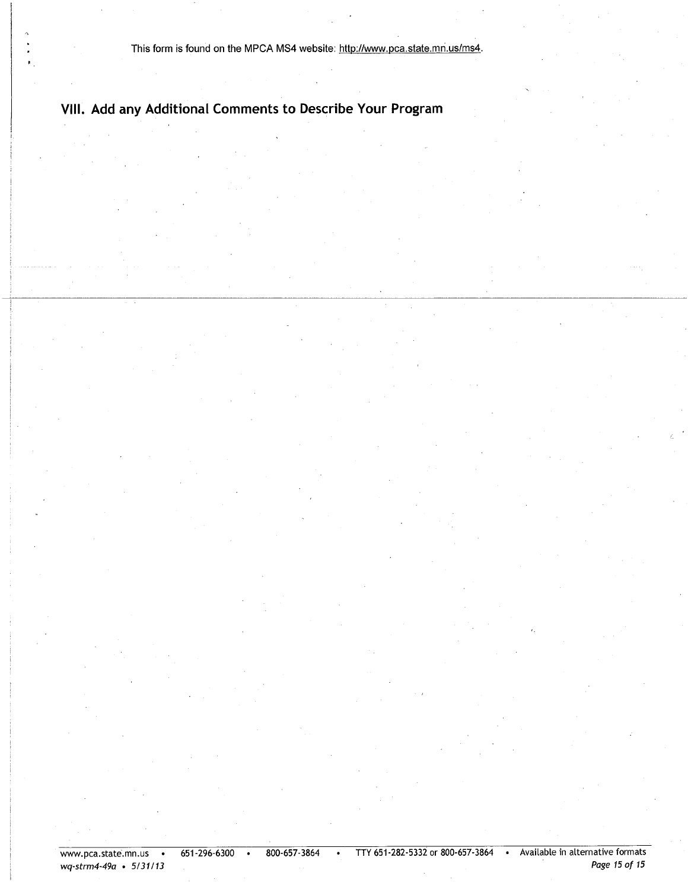This form is found on the MPCA MS4 website: http://www.pca.state.mn.us/ms4.

## VIII. Add any Additional Comments to Describe Your Program